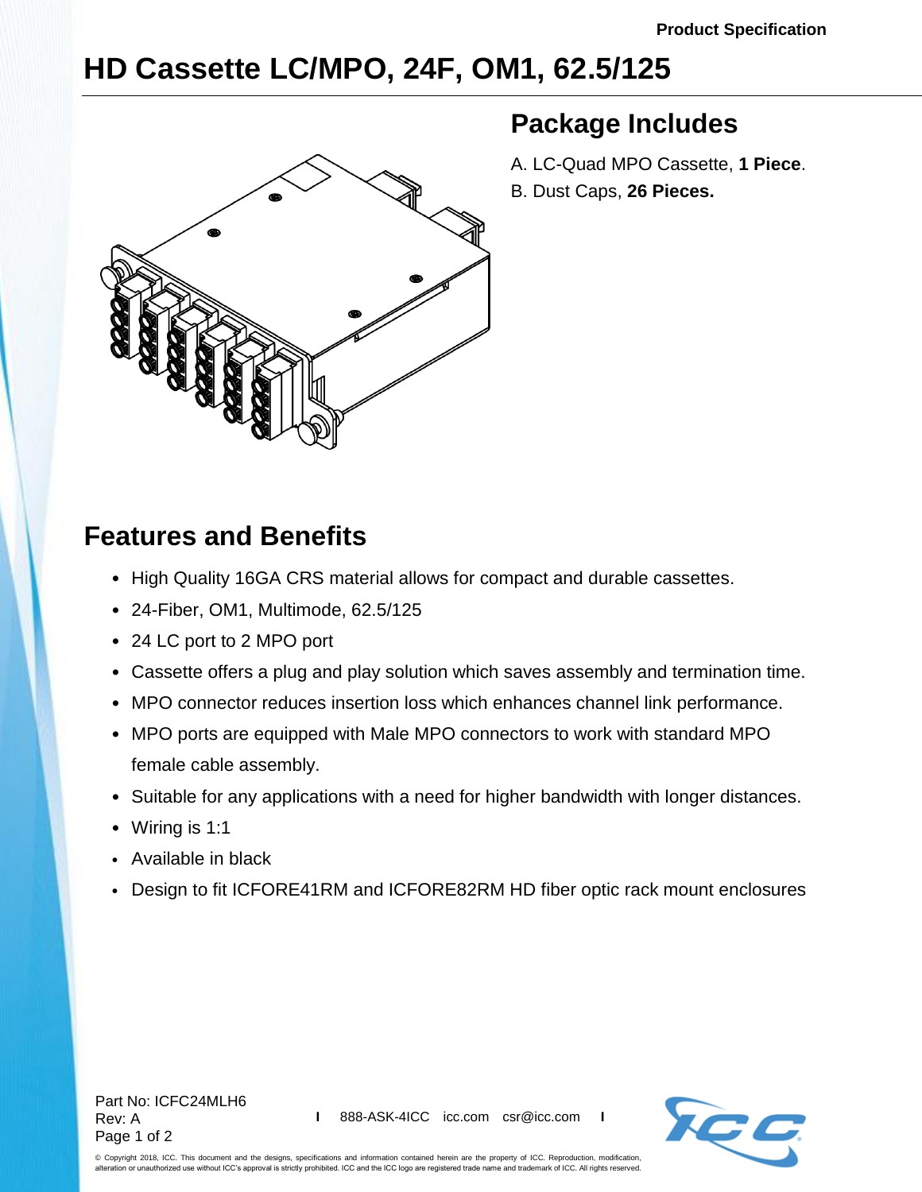Product Specification

# HD Cassette LC/MPO, 24F, OM1, 62.5/125

## Package Includes

A. LC-Quad MPO Cassette, **1 Piece**.

B. Dust Caps, **26 Pieces.**

## Features and Benefits

- High Quality 16GA CRS material allows for compact and durable cassettes.
- 24-Fiber, OM1, Multimode, 62.5/125
- 24 LC port to 2 MPO port
- Cassette offers a plug and play solution which saves assembly and termination time.
- MPO connector reduces insertion loss which enhances channel link performance.
- MPO ports are equipped with Male MPO connectors to work with standard MPO female cable assembly.
- Suitable for any applications with a need for higher bandwidth with longer distances.
- Wiring is 1:1
- Available in black
- Design to fit ICFORE41RM and ICFORE82RM HD fiber optic rack mount enclosures

Part No: ICFC24MLH6
Rev: A

888-ASK-4ICC icc.com csr@icc.com

© Copyright 2018, ICC. This document and the designs, specifications and information contained herein are the property of ICC. Reproduction, modification, alteration or unauthorized use without ICC's approval is strictly prohibited. ICC and the ICC logo are registered trade name and trademark of ICC. All rights reserved.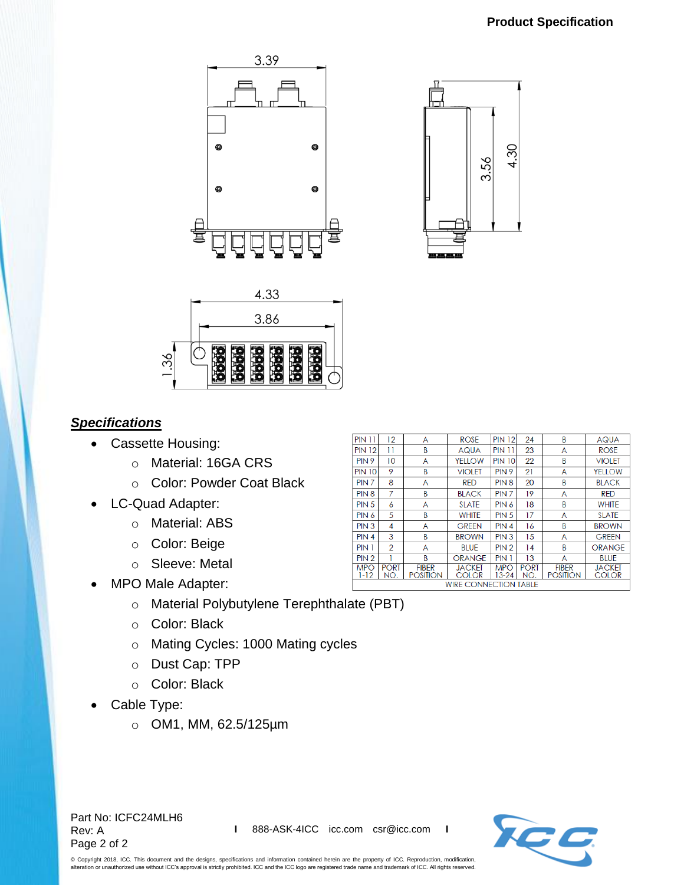## Product Specification

3.39

3.56

4.30

4.33

3.86

1.36

### *Specifications*

- Cassette Housing:
  - Material: 16GA CRS
  - Color: Powder Coat Black
- LC-Quad Adapter:
  - Material: ABS
  - Color: Beige
  - Sleeve: Metal
- MPO Male Adapter:
  - Material Polybutylene Terephthalate (PBT)
  - Color: Black
  - Mating Cycles: 1000 Mating cycles
  - Dust Cap: TPP
  - Color: Black
- Cable Type:
  - OM1, MM, 62.5/125µm

| MPO 1-12 | PORT NO. | FIBER POSITION | JACKET COLOR | MPO 13-24 | PORT NO. | FIBER POSITION | JACKET COLOR |
|---|---|---|---|---|---|---|---|
| PIN 11 | 12 | A | ROSE | PIN 12 | 24 | B | AQUA |
| PIN 12 | 11 | B | AQUA | PIN 11 | 23 | A | ROSE |
| PIN 9 | 10 | A | YELLOW | PIN 10 | 22 | B | VIOLET |
| PIN 10 | 9 | B | VIOLET | PIN 9 | 21 | A | YELLOW |
| PIN 7 | 8 | A | RED | PIN 8 | 20 | B | BLACK |
| PIN 8 | 7 | B | BLACK | PIN 7 | 19 | A | RED |
| PIN 5 | 6 | A | SLATE | PIN 6 | 18 | B | WHITE |
| PIN 6 | 5 | B | WHITE | PIN 5 | 17 | A | SLATE |
| PIN 3 | 4 | A | GREEN | PIN 4 | 16 | B | BROWN |
| PIN 4 | 3 | B | BROWN | PIN 3 | 15 | A | GREEN |
| PIN 1 | 2 | A | BLUE | PIN 2 | 14 | B | ORANGE |
| PIN 2 | 1 | B | ORANGE | PIN 1 | 13 | A | BLUE |

WIRE CONNECTION TABLE

Part No: ICFC24MLH6
Rev: A

888-ASK-4ICC icc.com csr@icc.com

© Copyright 2018, ICC. This document and the designs, specifications and information contained herein are the property of ICC. Reproduction, modification, alteration or unauthorized use without ICC's approval is strictly prohibited. ICC and the ICC logo are registered trade name and trademark of ICC. All rights reserved.